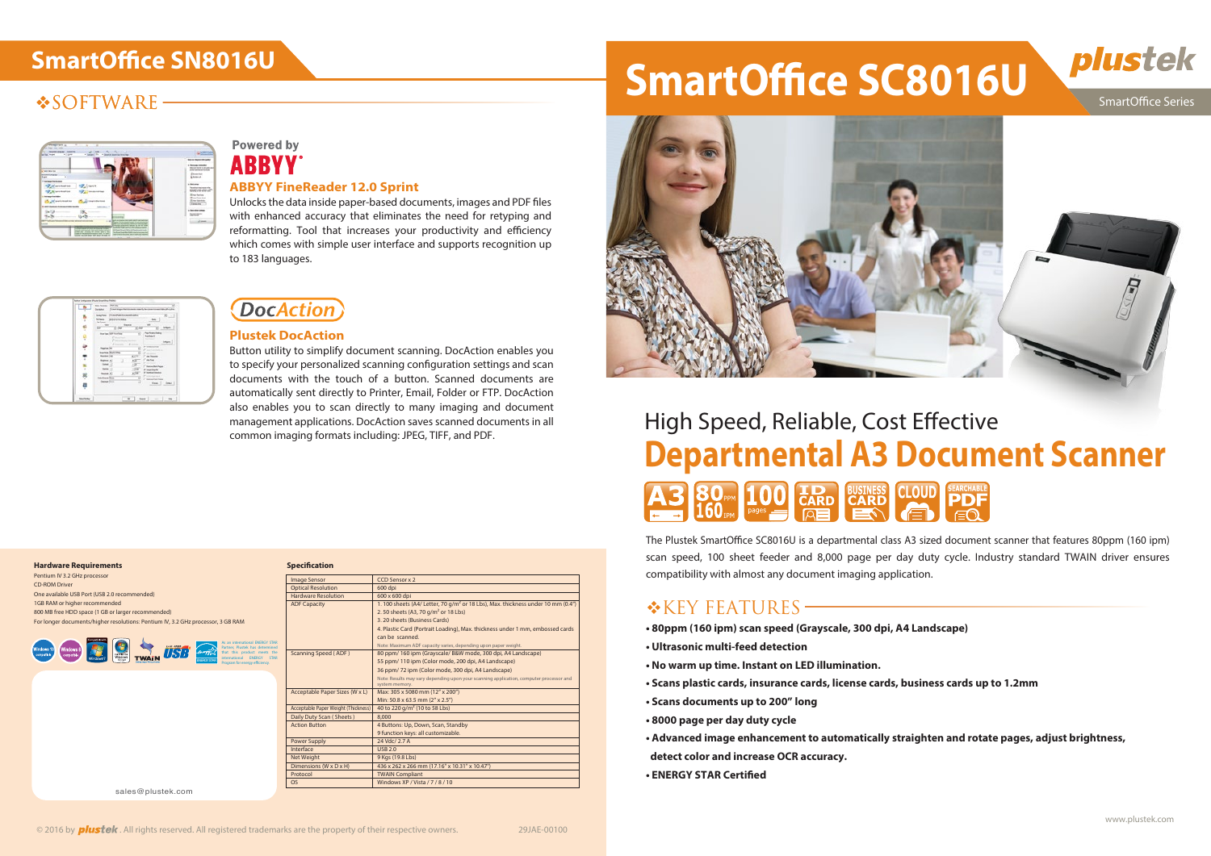# SmartOffice SC8016U

SmartOffice Series

## High Speed, Reliable, Cost Effective

# Departmental A3 Document Scanner

The Plustek SmartOffice SC8016U is a departmental class A3 sized document scanner that features 80ppm (160 ipm) scan speed, 100 sheet feeder and 8,000 page per day duty cycle. Industry standard TWAIN driver ensures compatibility with almost any document imaging application.

## ❖KEY FEATURES

- **80ppm (160 ipm) scan speed (Grayscale, 300 dpi, A4 Landscape)**
- **Ultrasonic multi-feed detection**
- **No warm up time. Instant on LED illumination.**
- **Scans plastic cards, insurance cards, license cards, business cards up to 1.2mm**
- **Scans documents up to 200" long**
- **8000 page per day duty cycle**
- **Advanced image enhancement to automatically straighten and rotate pages, adjust brightness, detect color and increase OCR accuracy.**
- **ENERGY STAR Certified**

www.plustek.com

## SmartOffice SN8016U

## ❖SOFTWARE

Powered by ABBYY

### ABBYY FineReader 12.0 Sprint

Unlocks the data inside paper-based documents, images and PDF files with enhanced accuracy that eliminates the need for retyping and reformatting. Tool that increases your productivity and efficiency which comes with simple user interface and supports recognition up to 183 languages.

### Plustek DocAction

Button utility to simplify document scanning. DocAction enables you to specify your personalized scanning configuration settings and scan documents with the touch of a button. Scanned documents are automatically sent directly to Printer, Email, Folder or FTP. DocAction also enables you to scan directly to many imaging and document management applications. DocAction saves scanned documents in all common imaging formats including: JPEG, TIFF, and PDF.

### Hardware Requirements

Pentium IV 3.2 GHz processor
CD-ROM Driver
One available USB Port (USB 2.0 recommended)
1GB RAM or higher recommended
800 MB free HDD space (1 GB or larger recommended)
For longer documents/higher resolutions: Pentium IV, 3.2 GHz processor, 3 GB RAM

As an international ENERGY STAR Partner, Plustek has determined that this product meets the international ENERGY STAR Program for energy efficiency.

sales@plustek.com

### Specification

| | |
|---|---|
| Image Sensor | CCD Sensor x 2 |
| Optical Resolution | 600 dpi |
| Hardware Resolution | 600 x 600 dpi |
| ADF Capacity | 1. 100 sheets (A4/ Letter, 70 g/m² or 18 Lbs), Max. thickness under 10 mm (0.4")<br>2. 50 sheets (A3, 70 g/m² or 18 Lbs)<br>3. 20 sheets (Business Cards)<br>4. Plastic Card (Portrait Loading), Max. thickness under 1 mm, embossed cards can be scanned.<br>Note: Maximum ADF capacity varies, depending upon paper weight. |
| Scanning Speed ( ADF ) | 80 ppm/ 160 ipm (Grayscale/ B&W mode, 300 dpi, A4 Landscape)<br>55 ppm/ 110 ipm (Color mode, 200 dpi, A4 Landscape)<br>36 ppm/ 72 ipm (Color mode, 300 dpi, A4 Landscape)<br>Note: Results may vary depending upon your scanning application, computer processor and system memory. |
| Acceptable Paper Sizes (W x L) | Max: 305 x 5080 mm (12" x 200")<br>Min: 50.8 x 63.5 mm (2" x 2.5") |
| Acceptable Paper Weight (Thickness) | 40 to 220 g/m² (10 to 58 Lbs) |
| Daily Duty Scan ( Sheets ) | 8,000 |
| Action Button | 4 Buttons: Up, Down, Scan, Standby<br>9 function keys: all customizable. |
| Power Supply | 24 Vdc/ 2.7 A |
| Interface | USB 2.0 |
| Net Weight | 9 Kgs (19.8 Lbs) |
| Dimensions (W x D x H) | 436 x 262 x 266 mm (17.16" x 10.31" x 10.47") |
| Protocol | TWAIN Compliant |
| OS | Windows XP / Vista / 7 / 8 / 10 |

© 2016 by plustek. All rights reserved. All registered trademarks are the property of their respective owners. 29JAE-00100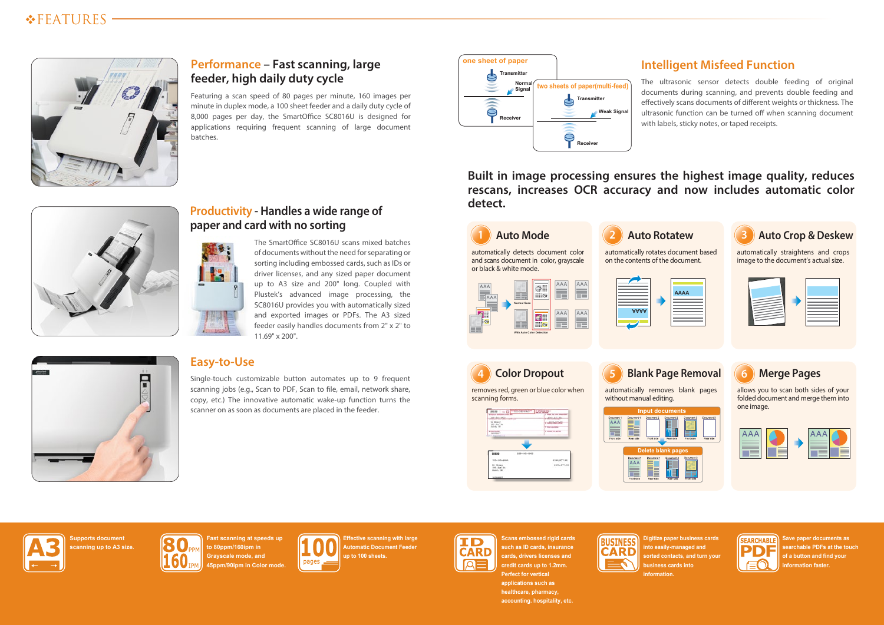# ❖FEATURES

## Performance – Fast scanning, large feeder, high daily duty cycle

Featuring a scan speed of 80 pages per minute, 160 images per minute in duplex mode, a 100 sheet feeder and a daily duty cycle of 8,000 pages per day, the SmartOffice SC8016U is designed for applications requiring frequent scanning of large document batches.

## Productivity - Handles a wide range of paper and card with no sorting

The SmartOffice SC8016U scans mixed batches of documents without the need for separating or sorting including embossed cards, such as IDs or driver licenses, and any sized paper document up to A3 size and 200" long. Coupled with Plustek's advanced image processing, the SC8016U provides you with automatically sized and exported images or PDFs. The A3 sized feeder easily handles documents from 2" x 2" to 11.69" x 200".

## Easy-to-Use

Single-touch customizable button automates up to 9 frequent scanning jobs (e.g., Scan to PDF, Scan to file, email, network share, copy, etc.) The innovative automatic wake-up function turns the scanner on as soon as documents are placed in the feeder.

## Intelligent Misfeed Function

one sheet of paper
Transmitter
Normal Signal
Receiver

two sheets of paper(multi-feed)
Transmitter
Weak Signal
Receiver

The ultrasonic sensor detects double feeding of original documents during scanning, and prevents double feeding and effectively scans documents of different weights or thickness. The ultrasonic function can be turned off when scanning document with labels, sticky notes, or taped receipts.

## Built in image processing ensures the highest image quality, reduces rescans, increases OCR accuracy and now includes automatic color detect.

### 1 Auto Mode

automatically detects document color and scans document in color, grayscale or black & white mode.

Normal Scan
With Auto Color Detection

### 2 Auto Rotatew

automatically rotates document based on the contents of the document.

### 3 Auto Crop & Deskew

automatically straightens and crops image to the document's actual size.

### 4 Color Dropout

removes red, green or blue color when scanning forms.

### 5 Blank Page Removal

automatically removes blank pages without manual editing.

Input documents
Delete blank pages

### 6 Merge Pages

allows you to scan both sides of your folded document and merge them into one image.

---

- **A3** — Supports document scanning up to A3 size.
- **80 PPM / 160 IPM** — Fast scanning at speeds up to 80ppm/160ipm in Grayscale mode, and 45ppm/90ipm in Color mode.
- **100 pages** — Effective scanning with large Automatic Document Feeder up to 100 sheets.
- **ID CARD** — Scans embossed rigid cards such as ID cards, insurance cards, drivers licenses and credit cards up to 1.2mm. Perfect for vertical applications such as healthcare, pharmacy, accounting. hospitality, etc.
- **BUSINESS CARD** — Digitize paper business cards into easily-managed and sorted contacts, and turn your business cards into information.
- **SEARCHABLE PDF** — Save paper documents as searchable PDFs at the touch of a button and find your information faster.